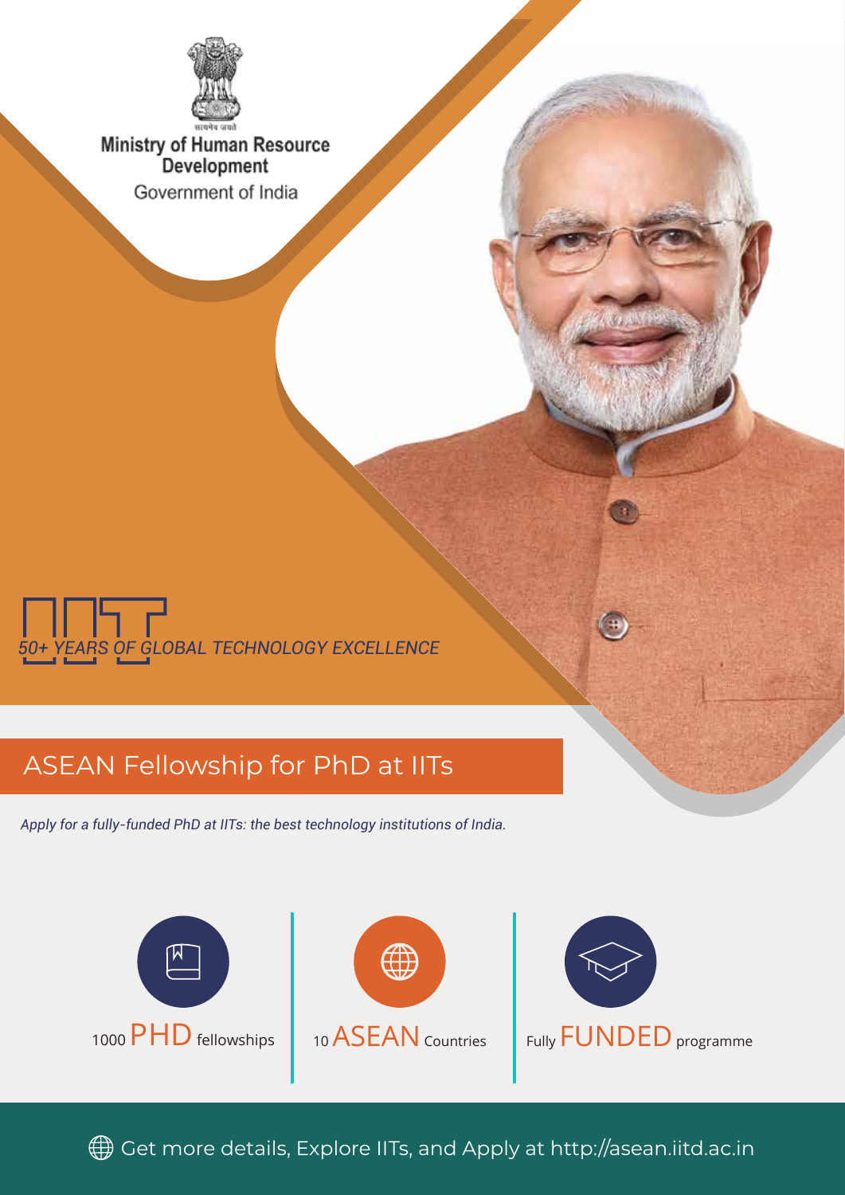सत्यमेव जयते

**Ministry of Human Resource Development**

Government of India

IIT

*50+ YEARS OF GLOBAL TECHNOLOGY EXCELLENCE*

# ASEAN Fellowship for PhD at IITs

*Apply for a fully-funded PhD at IITs: the best technology institutions of India.*

1000 PHD fellowships

10 ASEAN Countries

Fully FUNDED programme

Get more details, Explore IITs, and Apply at http://asean.iitd.ac.in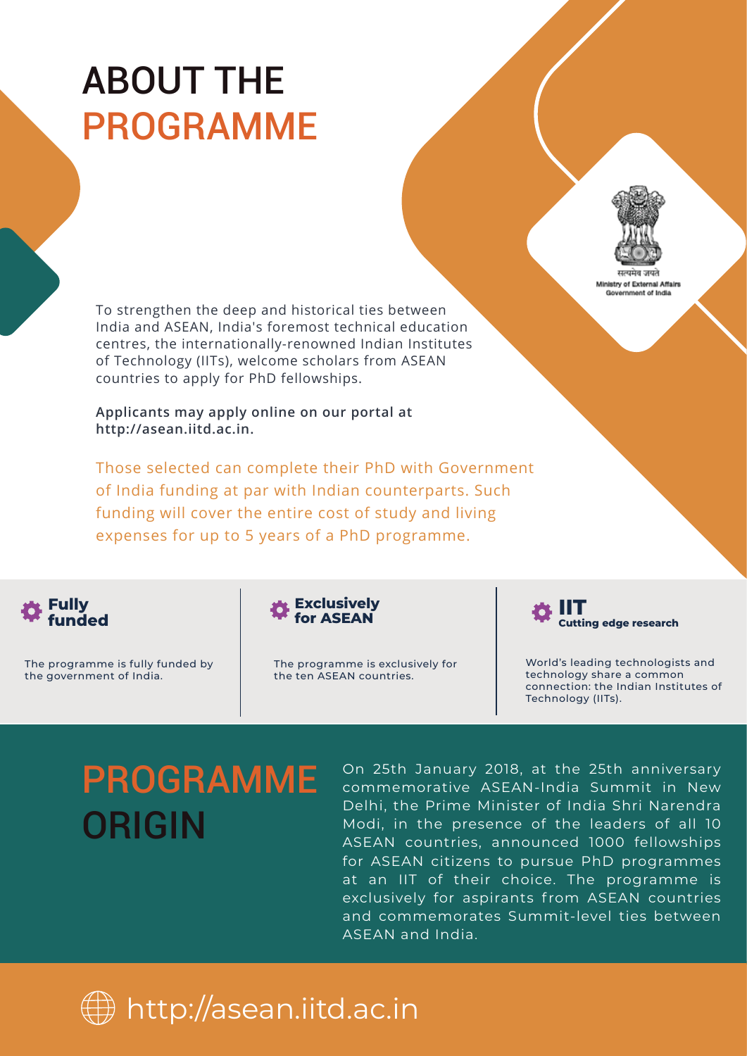# ABOUT THE PROGRAMME

सत्यमेव जयते
Ministry of External Affairs
Government of India

To strengthen the deep and historical ties between India and ASEAN, India's foremost technical education centres, the internationally-renowned Indian Institutes of Technology (IITs), welcome scholars from ASEAN countries to apply for PhD fellowships.

**Applicants may apply online on our portal at http://asean.iitd.ac.in.**

Those selected can complete their PhD with Government of India funding at par with Indian counterparts. Such funding will cover the entire cost of study and living expenses for up to 5 years of a PhD programme.

### Fully funded

The programme is fully funded by the government of India.

### Exclusively for ASEAN

The programme is exclusively for the ten ASEAN countries.

### IIT
**Cutting edge research**

World's leading technologists and technology share a common connection: the Indian Institutes of Technology (IITs).

# PROGRAMME ORIGIN

On 25th January 2018, at the 25th anniversary commemorative ASEAN-India Summit in New Delhi, the Prime Minister of India Shri Narendra Modi, in the presence of the leaders of all 10 ASEAN countries, announced 1000 fellowships for ASEAN citizens to pursue PhD programmes at an IIT of their choice. The programme is exclusively for aspirants from ASEAN countries and commemorates Summit-level ties between ASEAN and India.

http://asean.iitd.ac.in